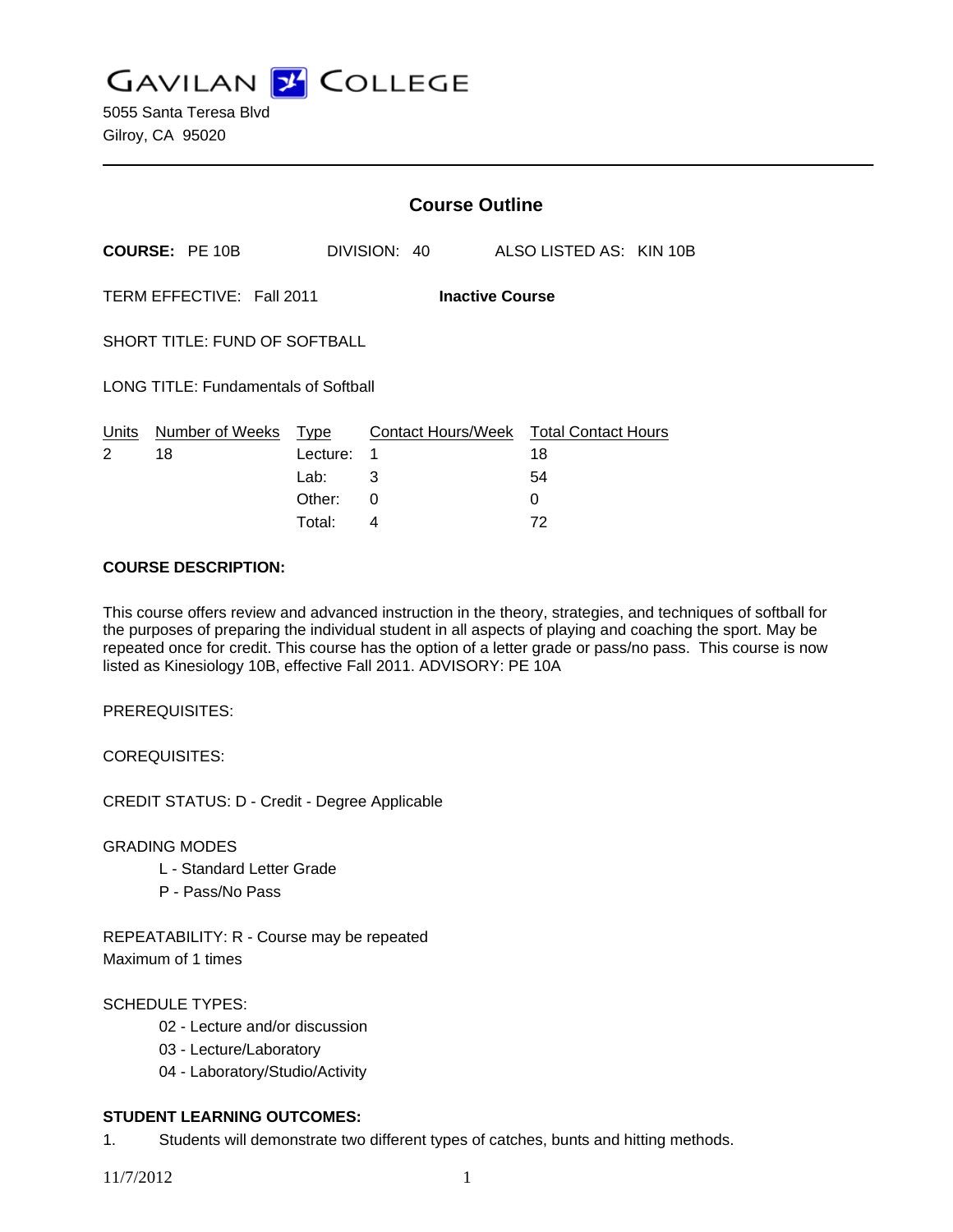# GAVILAN COLLEGE

5055 Santa Teresa Blvd
Gilroy, CA 95020

## Course Outline

**COURSE:** PE 10B DIVISION: 40 ALSO LISTED AS: KIN 10B

TERM EFFECTIVE: Fall 2011 **Inactive Course**

SHORT TITLE: FUND OF SOFTBALL

LONG TITLE: Fundamentals of Softball

| Units | Number of Weeks | Type | Contact Hours/Week | Total Contact Hours |
|---|---|---|---|---|
| 2 | 18 | Lecture: | 1 | 18 |
| | | Lab: | 3 | 54 |
| | | Other: | 0 | 0 |
| | | Total: | 4 | 72 |

**COURSE DESCRIPTION:**

This course offers review and advanced instruction in the theory, strategies, and techniques of softball for the purposes of preparing the individual student in all aspects of playing and coaching the sport. May be repeated once for credit. This course has the option of a letter grade or pass/no pass. This course is now listed as Kinesiology 10B, effective Fall 2011. ADVISORY: PE 10A

PREREQUISITES:

COREQUISITES:

CREDIT STATUS: D - Credit - Degree Applicable

GRADING MODES

- L - Standard Letter Grade
- P - Pass/No Pass

REPEATABILITY: R - Course may be repeated
Maximum of 1 times

SCHEDULE TYPES:

- 02 - Lecture and/or discussion
- 03 - Lecture/Laboratory
- 04 - Laboratory/Studio/Activity

**STUDENT LEARNING OUTCOMES:**

1. Students will demonstrate two different types of catches, bunts and hitting methods.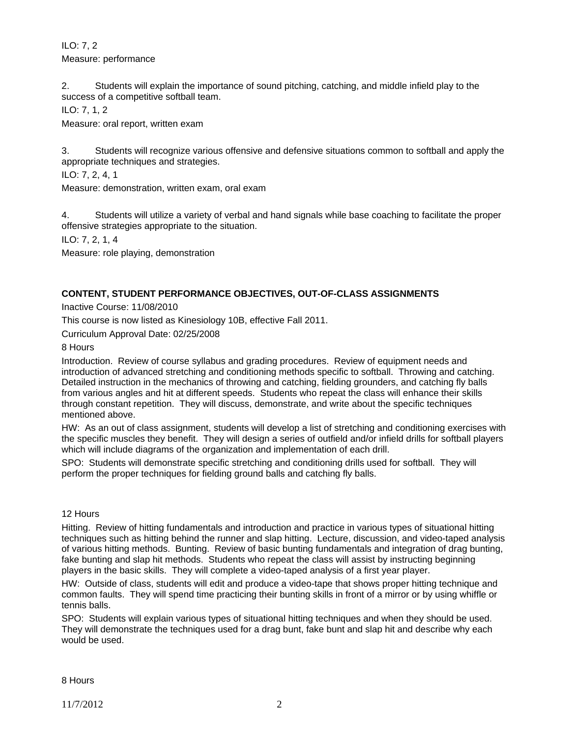ILO: 7, 2

Measure: performance

2. Students will explain the importance of sound pitching, catching, and middle infield play to the success of a competitive softball team.

ILO: 7, 1, 2

Measure: oral report, written exam

3. Students will recognize various offensive and defensive situations common to softball and apply the appropriate techniques and strategies.

ILO: 7, 2, 4, 1

Measure: demonstration, written exam, oral exam

4. Students will utilize a variety of verbal and hand signals while base coaching to facilitate the proper offensive strategies appropriate to the situation.

ILO: 7, 2, 1, 4

Measure: role playing, demonstration

## CONTENT, STUDENT PERFORMANCE OBJECTIVES, OUT-OF-CLASS ASSIGNMENTS

Inactive Course: 11/08/2010

This course is now listed as Kinesiology 10B, effective Fall 2011.

Curriculum Approval Date: 02/25/2008

8 Hours

Introduction. Review of course syllabus and grading procedures. Review of equipment needs and introduction of advanced stretching and conditioning methods specific to softball. Throwing and catching. Detailed instruction in the mechanics of throwing and catching, fielding grounders, and catching fly balls from various angles and hit at different speeds. Students who repeat the class will enhance their skills through constant repetition. They will discuss, demonstrate, and write about the specific techniques mentioned above.

HW: As an out of class assignment, students will develop a list of stretching and conditioning exercises with the specific muscles they benefit. They will design a series of outfield and/or infield drills for softball players which will include diagrams of the organization and implementation of each drill.

SPO: Students will demonstrate specific stretching and conditioning drills used for softball. They will perform the proper techniques for fielding ground balls and catching fly balls.

12 Hours

Hitting. Review of hitting fundamentals and introduction and practice in various types of situational hitting techniques such as hitting behind the runner and slap hitting. Lecture, discussion, and video-taped analysis of various hitting methods. Bunting. Review of basic bunting fundamentals and integration of drag bunting, fake bunting and slap hit methods. Students who repeat the class will assist by instructing beginning players in the basic skills. They will complete a video-taped analysis of a first year player.

HW: Outside of class, students will edit and produce a video-tape that shows proper hitting technique and common faults. They will spend time practicing their bunting skills in front of a mirror or by using whiffle or tennis balls.

SPO: Students will explain various types of situational hitting techniques and when they should be used. They will demonstrate the techniques used for a drag bunt, fake bunt and slap hit and describe why each would be used.

8 Hours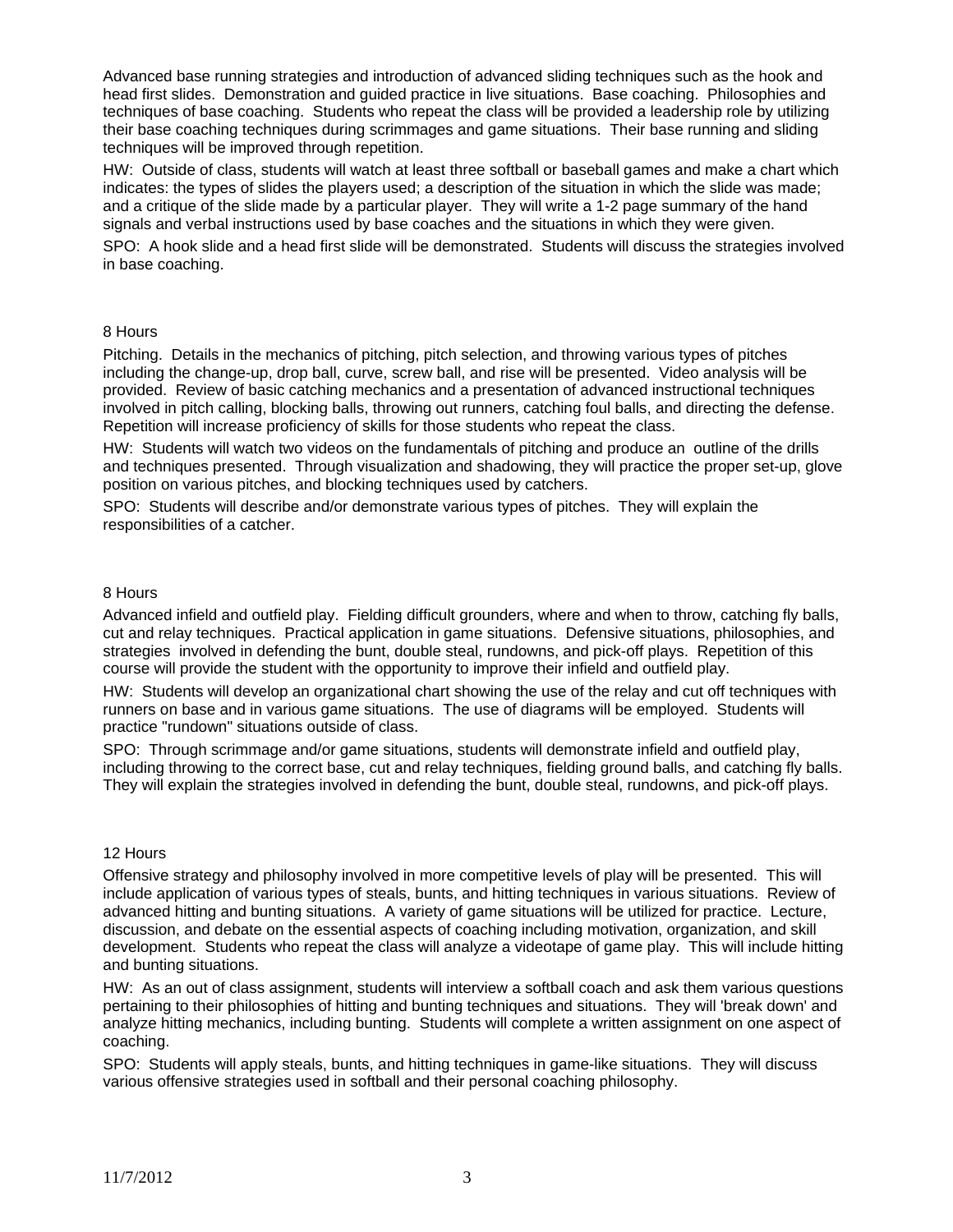Advanced base running strategies and introduction of advanced sliding techniques such as the hook and head first slides. Demonstration and guided practice in live situations. Base coaching. Philosophies and techniques of base coaching. Students who repeat the class will be provided a leadership role by utilizing their base coaching techniques during scrimmages and game situations. Their base running and sliding techniques will be improved through repetition.

HW: Outside of class, students will watch at least three softball or baseball games and make a chart which indicates: the types of slides the players used; a description of the situation in which the slide was made; and a critique of the slide made by a particular player. They will write a 1-2 page summary of the hand signals and verbal instructions used by base coaches and the situations in which they were given.

SPO: A hook slide and a head first slide will be demonstrated. Students will discuss the strategies involved in base coaching.

8 Hours

Pitching. Details in the mechanics of pitching, pitch selection, and throwing various types of pitches including the change-up, drop ball, curve, screw ball, and rise will be presented. Video analysis will be provided. Review of basic catching mechanics and a presentation of advanced instructional techniques involved in pitch calling, blocking balls, throwing out runners, catching foul balls, and directing the defense. Repetition will increase proficiency of skills for those students who repeat the class.

HW: Students will watch two videos on the fundamentals of pitching and produce an outline of the drills and techniques presented. Through visualization and shadowing, they will practice the proper set-up, glove position on various pitches, and blocking techniques used by catchers.

SPO: Students will describe and/or demonstrate various types of pitches. They will explain the responsibilities of a catcher.

8 Hours

Advanced infield and outfield play. Fielding difficult grounders, where and when to throw, catching fly balls, cut and relay techniques. Practical application in game situations. Defensive situations, philosophies, and strategies involved in defending the bunt, double steal, rundowns, and pick-off plays. Repetition of this course will provide the student with the opportunity to improve their infield and outfield play.

HW: Students will develop an organizational chart showing the use of the relay and cut off techniques with runners on base and in various game situations. The use of diagrams will be employed. Students will practice "rundown" situations outside of class.

SPO: Through scrimmage and/or game situations, students will demonstrate infield and outfield play, including throwing to the correct base, cut and relay techniques, fielding ground balls, and catching fly balls. They will explain the strategies involved in defending the bunt, double steal, rundowns, and pick-off plays.

12 Hours

Offensive strategy and philosophy involved in more competitive levels of play will be presented. This will include application of various types of steals, bunts, and hitting techniques in various situations. Review of advanced hitting and bunting situations. A variety of game situations will be utilized for practice. Lecture, discussion, and debate on the essential aspects of coaching including motivation, organization, and skill development. Students who repeat the class will analyze a videotape of game play. This will include hitting and bunting situations.

HW: As an out of class assignment, students will interview a softball coach and ask them various questions pertaining to their philosophies of hitting and bunting techniques and situations. They will 'break down' and analyze hitting mechanics, including bunting. Students will complete a written assignment on one aspect of coaching.

SPO: Students will apply steals, bunts, and hitting techniques in game-like situations. They will discuss various offensive strategies used in softball and their personal coaching philosophy.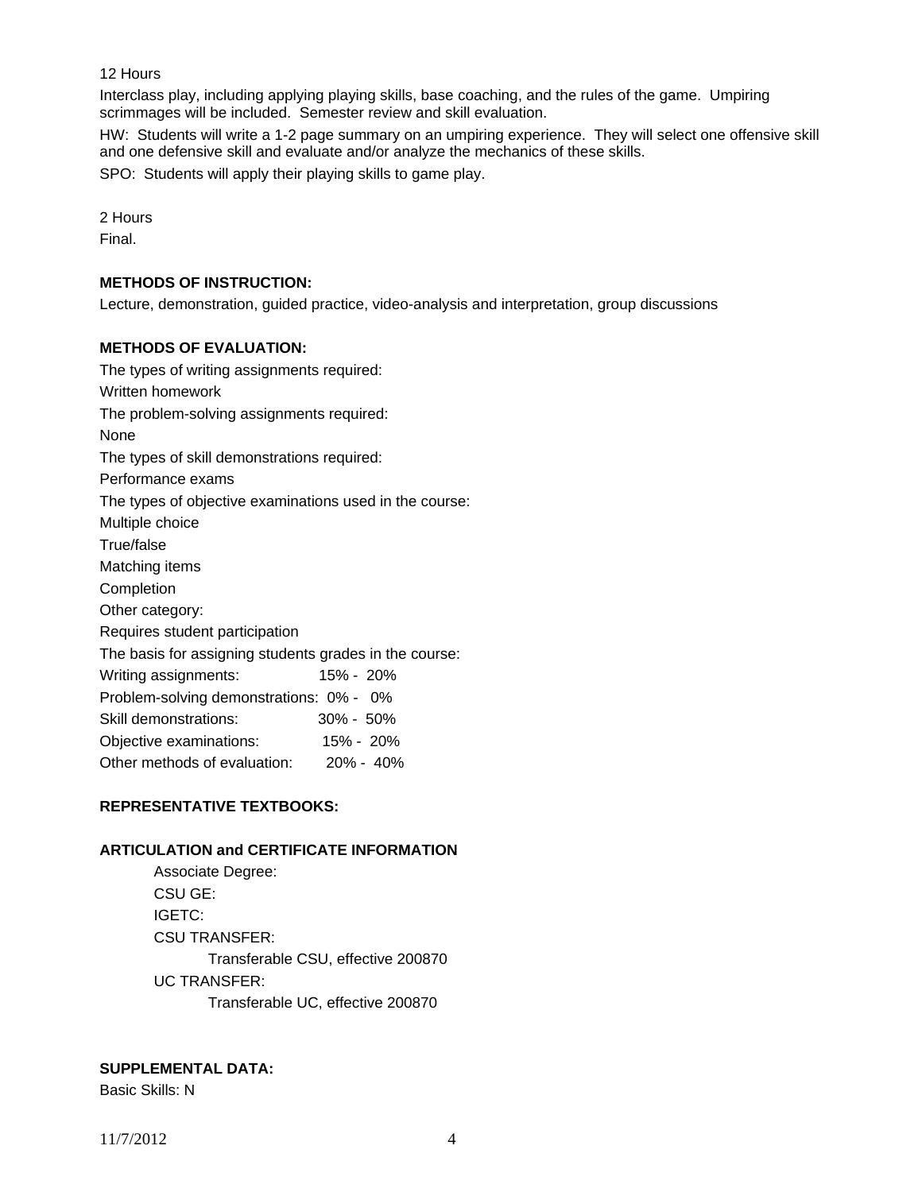12 Hours

Interclass play, including applying playing skills, base coaching, and the rules of the game. Umpiring scrimmages will be included. Semester review and skill evaluation.

HW: Students will write a 1-2 page summary on an umpiring experience. They will select one offensive skill and one defensive skill and evaluate and/or analyze the mechanics of these skills.

SPO: Students will apply their playing skills to game play.

2 Hours

Final.

**METHODS OF INSTRUCTION:**

Lecture, demonstration, guided practice, video-analysis and interpretation, group discussions

**METHODS OF EVALUATION:**

The types of writing assignments required:

Written homework

The problem-solving assignments required:

None

The types of skill demonstrations required:

Performance exams

The types of objective examinations used in the course:

Multiple choice

True/false

Matching items

Completion

Other category:

Requires student participation

The basis for assigning students grades in the course:

| | |
|---|---|
| Writing assignments: | 15% - 20% |
| Problem-solving demonstrations: | 0% - 0% |
| Skill demonstrations: | 30% - 50% |
| Objective examinations: | 15% - 20% |
| Other methods of evaluation: | 20% - 40% |

**REPRESENTATIVE TEXTBOOKS:**

**ARTICULATION and CERTIFICATE INFORMATION**

Associate Degree:

CSU GE:

IGETC:

CSU TRANSFER:

Transferable CSU, effective 200870

UC TRANSFER:

Transferable UC, effective 200870

**SUPPLEMENTAL DATA:**

Basic Skills: N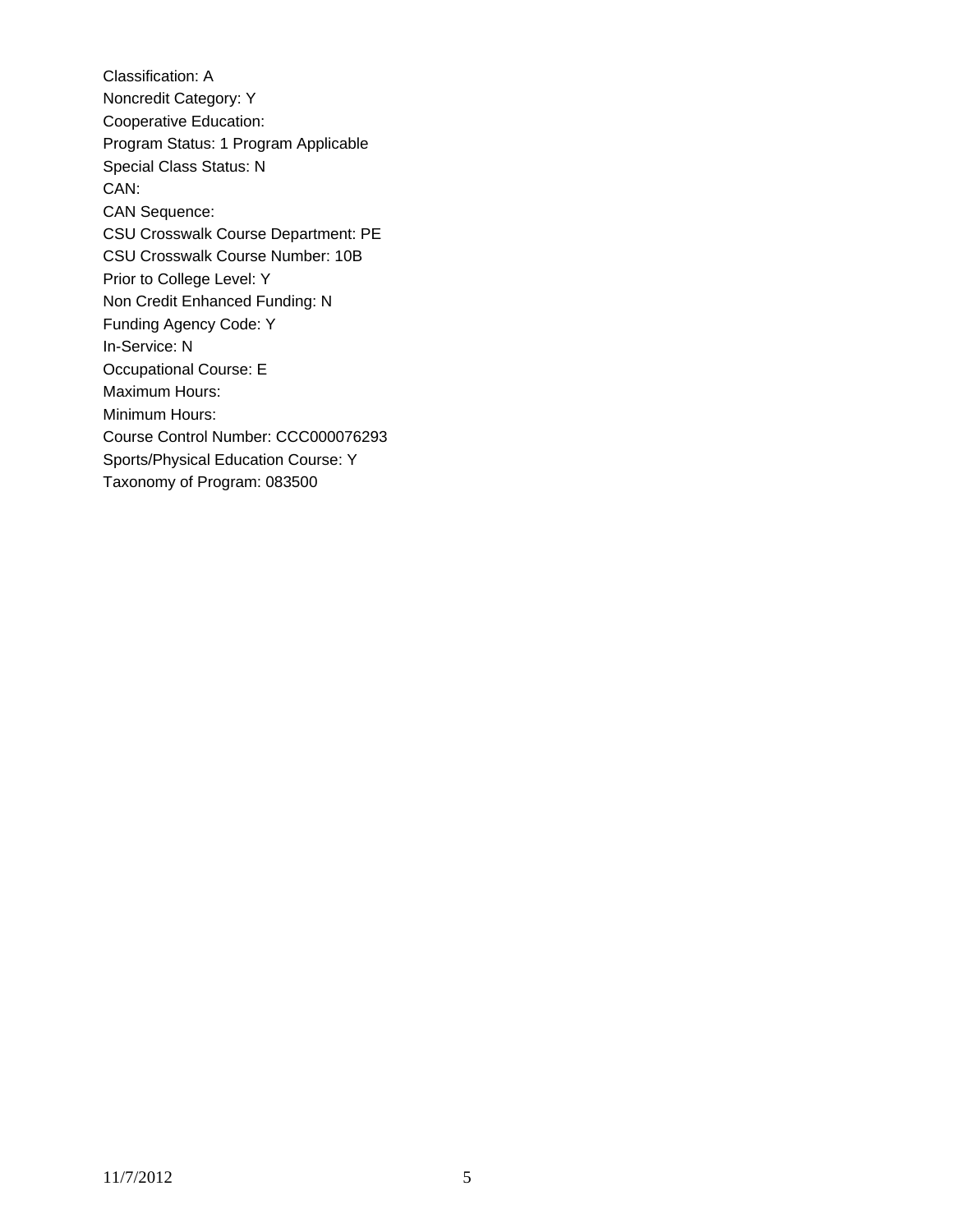Classification: A
Noncredit Category: Y
Cooperative Education:
Program Status: 1 Program Applicable
Special Class Status: N
CAN:
CAN Sequence:
CSU Crosswalk Course Department: PE
CSU Crosswalk Course Number: 10B
Prior to College Level: Y
Non Credit Enhanced Funding: N
Funding Agency Code: Y
In-Service: N
Occupational Course: E
Maximum Hours:
Minimum Hours:
Course Control Number: CCC000076293
Sports/Physical Education Course: Y
Taxonomy of Program: 083500